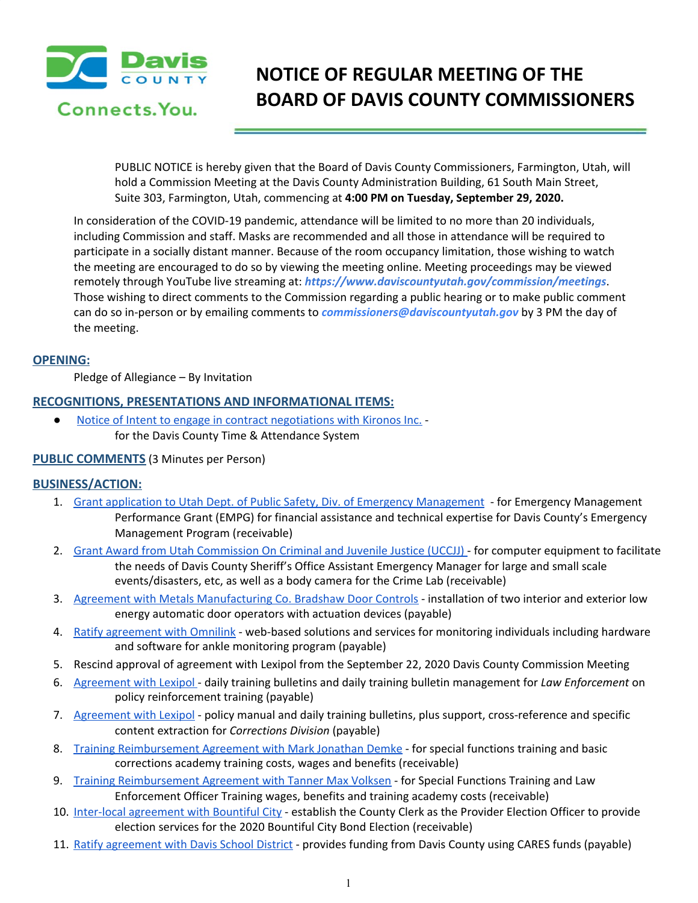Davis COUNTY Connects.You.

# NOTICE OF REGULAR MEETING OF THE BOARD OF DAVIS COUNTY COMMISSIONERS

PUBLIC NOTICE is hereby given that the Board of Davis County Commissioners, Farmington, Utah, will hold a Commission Meeting at the Davis County Administration Building, 61 South Main Street, Suite 303, Farmington, Utah, commencing at **4:00 PM on Tuesday, September 29, 2020.**

In consideration of the COVID-19 pandemic, attendance will be limited to no more than 20 individuals, including Commission and staff. Masks are recommended and all those in attendance will be required to participate in a socially distant manner. Because of the room occupancy limitation, those wishing to watch the meeting are encouraged to do so by viewing the meeting online. Meeting proceedings may be viewed remotely through YouTube live streaming at: ***https://www.daviscountyutah.gov/commission/meetings***. Those wishing to direct comments to the Commission regarding a public hearing or to make public comment can do so in-person or by emailing comments to ***commissioners@daviscountyutah.gov*** by 3 PM the day of the meeting.

## OPENING:

Pledge of Allegiance – By Invitation

## RECOGNITIONS, PRESENTATIONS AND INFORMATIONAL ITEMS:

- Notice of Intent to engage in contract negotiations with Kironos Inc. - for the Davis County Time & Attendance System

## PUBLIC COMMENTS (3 Minutes per Person)

## BUSINESS/ACTION:

1. Grant application to Utah Dept. of Public Safety, Div. of Emergency Management - for Emergency Management Performance Grant (EMPG) for financial assistance and technical expertise for Davis County's Emergency Management Program (receivable)
2. Grant Award from Utah Commission On Criminal and Juvenile Justice (UCCJJ) - for computer equipment to facilitate the needs of Davis County Sheriff's Office Assistant Emergency Manager for large and small scale events/disasters, etc, as well as a body camera for the Crime Lab (receivable)
3. Agreement with Metals Manufacturing Co. Bradshaw Door Controls - installation of two interior and exterior low energy automatic door operators with actuation devices (payable)
4. Ratify agreement with Omnilink - web-based solutions and services for monitoring individuals including hardware and software for ankle monitoring program (payable)
5. Rescind approval of agreement with Lexipol from the September 22, 2020 Davis County Commission Meeting
6. Agreement with Lexipol - daily training bulletins and daily training bulletin management for *Law Enforcement* on policy reinforcement training (payable)
7. Agreement with Lexipol - policy manual and daily training bulletins, plus support, cross-reference and specific content extraction for *Corrections Division* (payable)
8. Training Reimbursement Agreement with Mark Jonathan Demke - for special functions training and basic corrections academy training costs, wages and benefits (receivable)
9. Training Reimbursement Agreement with Tanner Max Volksen - for Special Functions Training and Law Enforcement Officer Training wages, benefits and training academy costs (receivable)
10. Inter-local agreement with Bountiful City - establish the County Clerk as the Provider Election Officer to provide election services for the 2020 Bountiful City Bond Election (receivable)
11. Ratify agreement with Davis School District - provides funding from Davis County using CARES funds (payable)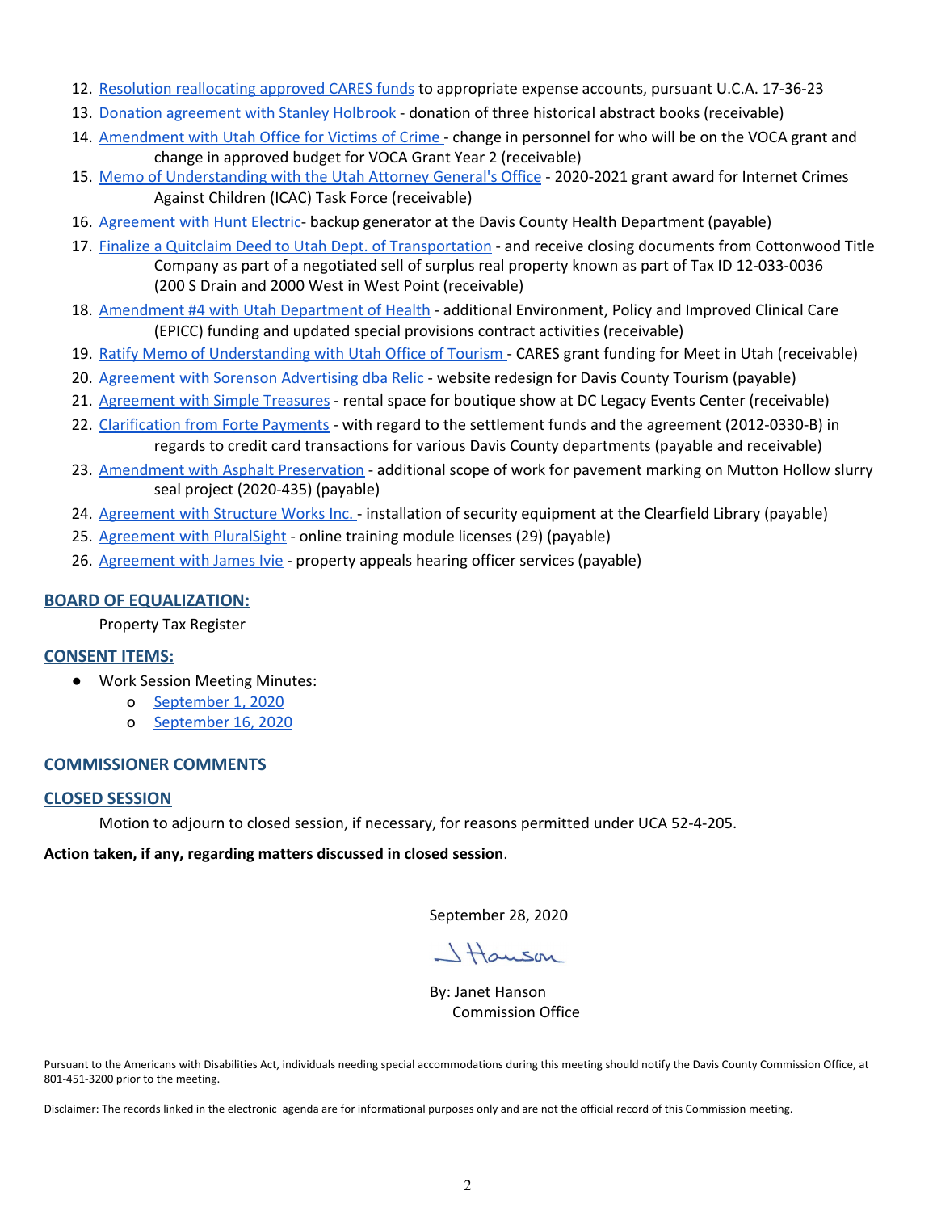12. Resolution reallocating approved CARES funds to appropriate expense accounts, pursuant U.C.A. 17-36-23
13. Donation agreement with Stanley Holbrook - donation of three historical abstract books (receivable)
14. Amendment with Utah Office for Victims of Crime - change in personnel for who will be on the VOCA grant and change in approved budget for VOCA Grant Year 2 (receivable)
15. Memo of Understanding with the Utah Attorney General's Office - 2020-2021 grant award for Internet Crimes Against Children (ICAC) Task Force (receivable)
16. Agreement with Hunt Electric- backup generator at the Davis County Health Department (payable)
17. Finalize a Quitclaim Deed to Utah Dept. of Transportation - and receive closing documents from Cottonwood Title Company as part of a negotiated sell of surplus real property known as part of Tax ID 12-033-0036 (200 S Drain and 2000 West in West Point (receivable)
18. Amendment #4 with Utah Department of Health - additional Environment, Policy and Improved Clinical Care (EPICC) funding and updated special provisions contract activities (receivable)
19. Ratify Memo of Understanding with Utah Office of Tourism - CARES grant funding for Meet in Utah (receivable)
20. Agreement with Sorenson Advertising dba Relic - website redesign for Davis County Tourism (payable)
21. Agreement with Simple Treasures - rental space for boutique show at DC Legacy Events Center (receivable)
22. Clarification from Forte Payments - with regard to the settlement funds and the agreement (2012-0330-B) in regards to credit card transactions for various Davis County departments (payable and receivable)
23. Amendment with Asphalt Preservation - additional scope of work for pavement marking on Mutton Hollow slurry seal project (2020-435) (payable)
24. Agreement with Structure Works Inc. - installation of security equipment at the Clearfield Library (payable)
25. Agreement with PluralSight - online training module licenses (29) (payable)
26. Agreement with James Ivie - property appeals hearing officer services (payable)

## BOARD OF EQUALIZATION:

Property Tax Register

## CONSENT ITEMS:

- Work Session Meeting Minutes:
  - September 1, 2020
  - September 16, 2020

## COMMISSIONER COMMENTS

## CLOSED SESSION

Motion to adjourn to closed session, if necessary, for reasons permitted under UCA 52-4-205.

**Action taken, if any, regarding matters discussed in closed session**.

September 28, 2020

J Hanson

By: Janet Hanson
Commission Office

Pursuant to the Americans with Disabilities Act, individuals needing special accommodations during this meeting should notify the Davis County Commission Office, at 801-451-3200 prior to the meeting.

Disclaimer: The records linked in the electronic agenda are for informational purposes only and are not the official record of this Commission meeting.